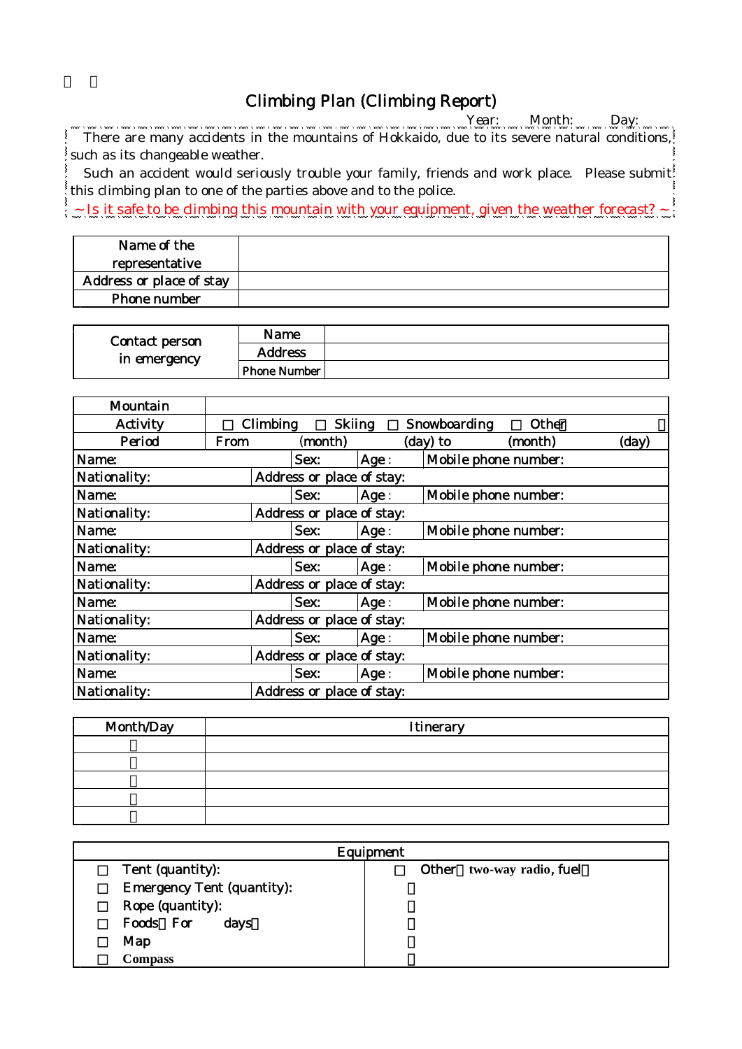# Climbing Plan (Climbing Report)

Year: Month: Day:

There are many accidents in the mountains of Hokkaido, due to its severe natural conditions, such as its changeable weather.

Such an accident would seriously trouble your family, friends and work place. Please submit this climbing plan to one of the parties above and to the police.

~ Is it safe to be climbing this mountain with your equipment, given the weather forecast? ~

| Name of the representative | |
|---|---|
| Address or place of stay | |
| Phone number | |

| Contact person in emergency | Name | |
|---|---|---|
| | Address | |
| | Phone Number | |

| Mountain | | | |
|---|---|---|---|
| Activity | ☐ Climbing ☐ Skiing ☐ Snowboarding ☐ Other( ) | | |
| Period | From (month) (day) to (month) (day) | | |
| Name: | Sex: | Age: | Mobile phone number: |
| Nationality: | Address or place of stay: | | |
| Name: | Sex: | Age: | Mobile phone number: |
| Nationality: | Address or place of stay: | | |
| Name: | Sex: | Age: | Mobile phone number: |
| Nationality: | Address or place of stay: | | |
| Name: | Sex: | Age: | Mobile phone number: |
| Nationality: | Address or place of stay: | | |
| Name: | Sex: | Age: | Mobile phone number: |
| Nationality: | Address or place of stay: | | |
| Name: | Sex: | Age: | Mobile phone number: |
| Nationality: | Address or place of stay: | | |
| Name: | Sex: | Age: | Mobile phone number: |
| Nationality: | Address or place of stay: | | |

| Month/Day | Itinerary |
|---|---|
| / | |
| / | |
| / | |
| / | |
| / | |

| Equipment | |
|---|---|
| ☐ Tent (quantity): | ☐ Other（two-way radio, fuel） |
| ☐ Emergency Tent (quantity): | |
| ☐ Rope (quantity): | |
| ☐ Foods（For days） | |
| ☐ Map | |
| ☐ Compass | |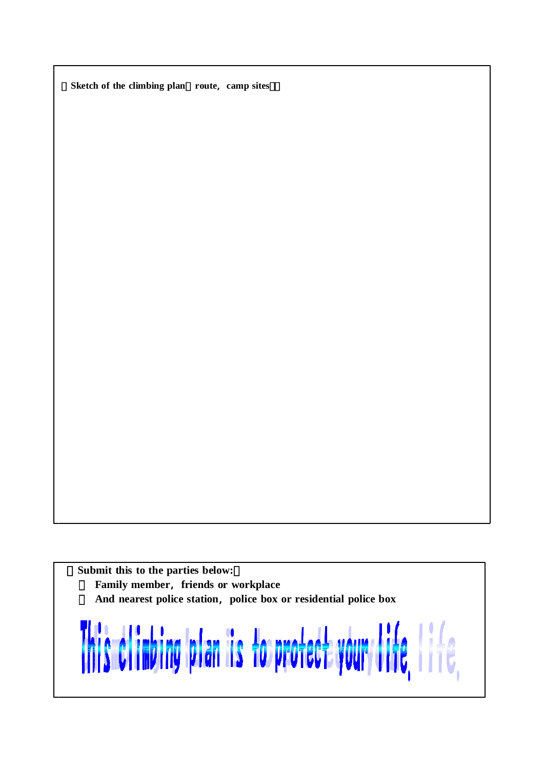Sketch of the climbing plan（route，camp sites）

Submit this to the parties below:

- Family member，friends or workplace
- And nearest police station，police box or residential police box

This climbing plan is to protect your life